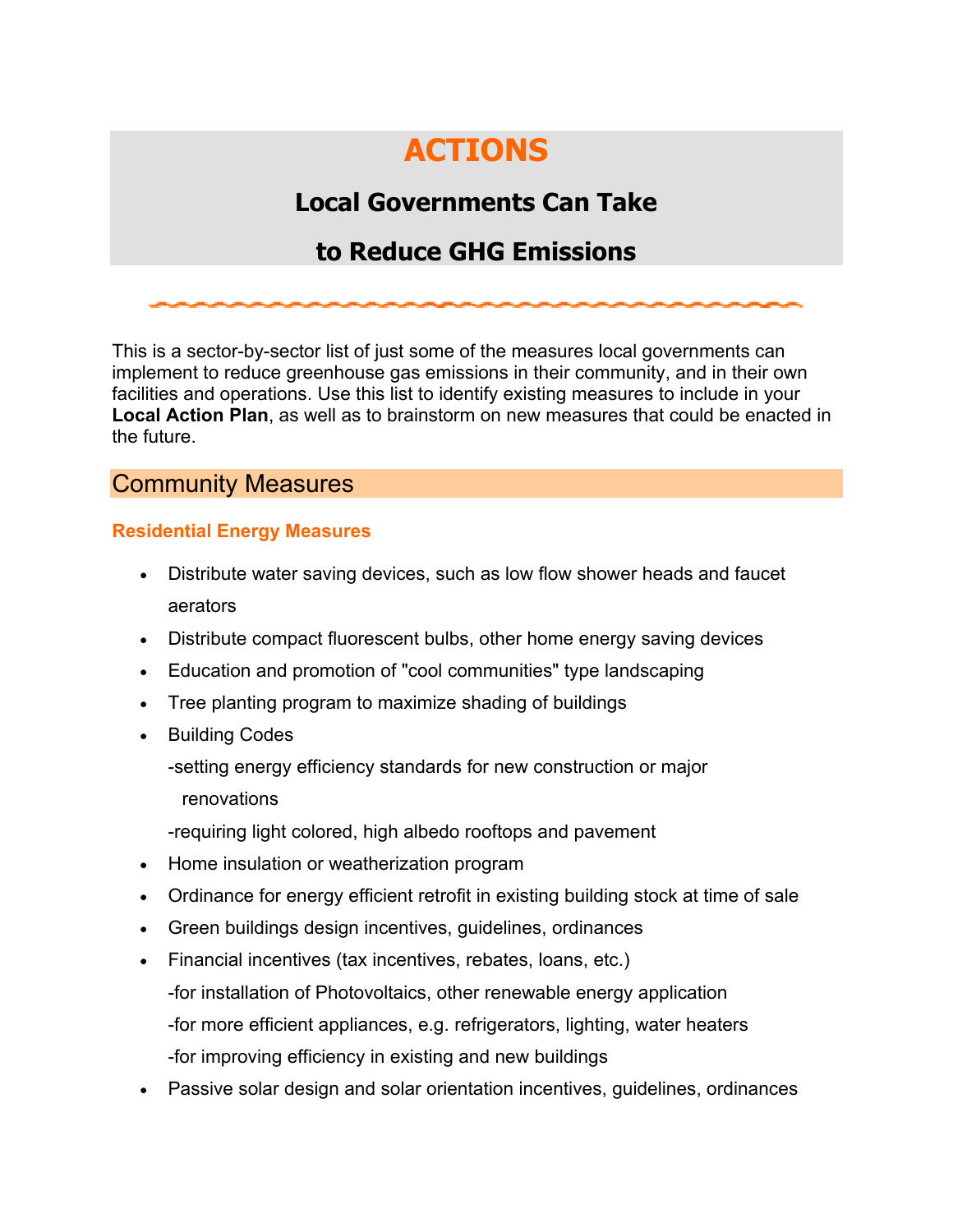# ACTIONS

## Local Government Can Take to Reduce GHG Emissions

This is a sector-by-sector list of just some of the measures local governments can implement to reduce greenhouse gas emissions in their community, and in their own facilities and operations. Use this list to identify existing measures to include in your **Local Action Plan**, as well as to brainstorm on new measures that could be enacted in the future.

## Community Measures

### Residential Energy Measures

- Distribute water saving devices, such as low flow shower heads and faucet aerators
- Distribute compact fluorescent bulbs, other home energy saving devices
- Education and promotion of "cool communities" type landscaping
- Tree planting program to maximize shading of buildings
- Building Codes
  - -setting energy efficiency standards for new construction or major renovations
  - -requiring light colored, high albedo rooftops and pavement
- Home insulation or weatherization program
- Ordinance for energy efficient retrofit in existing building stock at time of sale
- Green buildings design incentives, guidelines, ordinances
- Financial incentives (tax incentives, rebates, loans, etc.)
  - -for installation of Photovoltaics, other renewable energy application
  - -for more efficient appliances, e.g. refrigerators, lighting, water heaters
  - -for improving efficiency in existing and new buildings
- Passive solar design and solar orientation incentives, guidelines, ordinances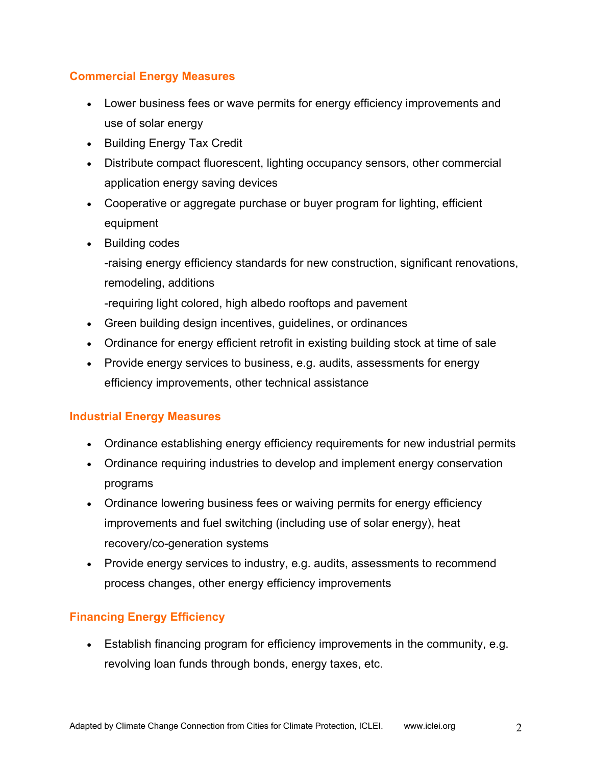## Commercial Energy Measures

- Lower business fees or wave permits for energy efficiency improvements and use of solar energy
- Building Energy Tax Credit
- Distribute compact fluorescent, lighting occupancy sensors, other commercial application energy saving devices
- Cooperative or aggregate purchase or buyer program for lighting, efficient equipment
- Building codes
  -raising energy efficiency standards for new construction, significant renovations, remodeling, additions
  -requiring light colored, high albedo rooftops and pavement
- Green building design incentives, guidelines, or ordinances
- Ordinance for energy efficient retrofit in existing building stock at time of sale
- Provide energy services to business, e.g. audits, assessments for energy efficiency improvements, other technical assistance

## Industrial Energy Measures

- Ordinance establishing energy efficiency requirements for new industrial permits
- Ordinance requiring industries to develop and implement energy conservation programs
- Ordinance lowering business fees or waiving permits for energy efficiency improvements and fuel switching (including use of solar energy), heat recovery/co-generation systems
- Provide energy services to industry, e.g. audits, assessments to recommend process changes, other energy efficiency improvements

## Financing Energy Efficiency

- Establish financing program for efficiency improvements in the community, e.g. revolving loan funds through bonds, energy taxes, etc.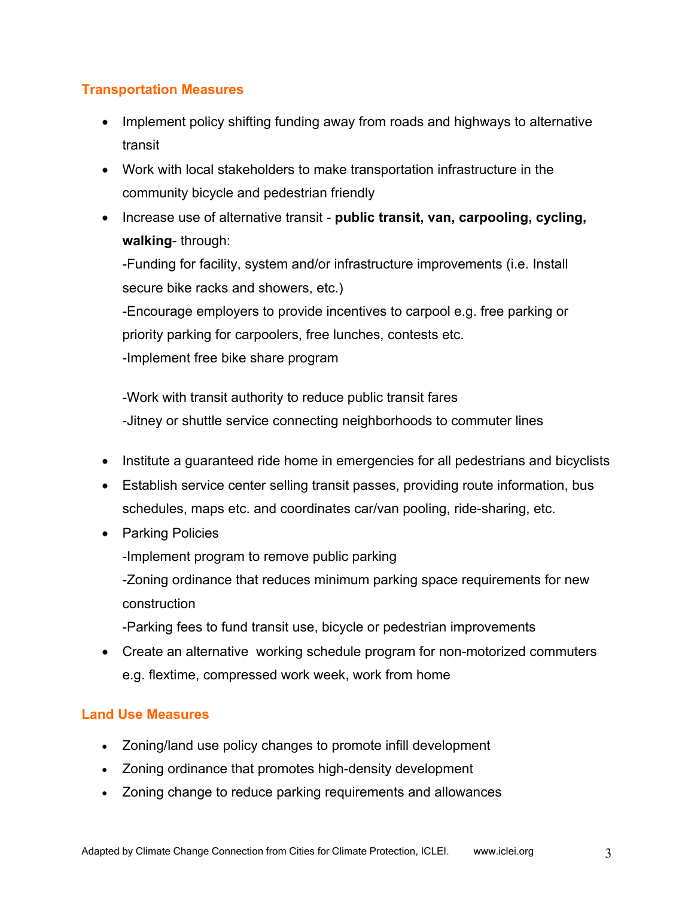## Transportation Measures

- Implement policy shifting funding away from roads and highways to alternative transit
- Work with local stakeholders to make transportation infrastructure in the community bicycle and pedestrian friendly
- Increase use of alternative transit - **public transit, van, carpooling, cycling, walking**- through:
  
  -Funding for facility, system and/or infrastructure improvements (i.e. Install secure bike racks and showers, etc.)
  
  -Encourage employers to provide incentives to carpool e.g. free parking or priority parking for carpoolers, free lunches, contests etc.
  
  -Implement free bike share program
  
  -Work with transit authority to reduce public transit fares
  
  -Jitney or shuttle service connecting neighborhoods to commuter lines
- Institute a guaranteed ride home in emergencies for all pedestrians and bicyclists
- Establish service center selling transit passes, providing route information, bus schedules, maps etc. and coordinates car/van pooling, ride-sharing, etc.
- Parking Policies
  
  -Implement program to remove public parking
  
  -Zoning ordinance that reduces minimum parking space requirements for new construction
  
  -Parking fees to fund transit use, bicycle or pedestrian improvements
- Create an alternative working schedule program for non-motorized commuters e.g. flextime, compressed work week, work from home

## Land Use Measures

- Zoning/land use policy changes to promote infill development
- Zoning ordinance that promotes high-density development
- Zoning change to reduce parking requirements and allowances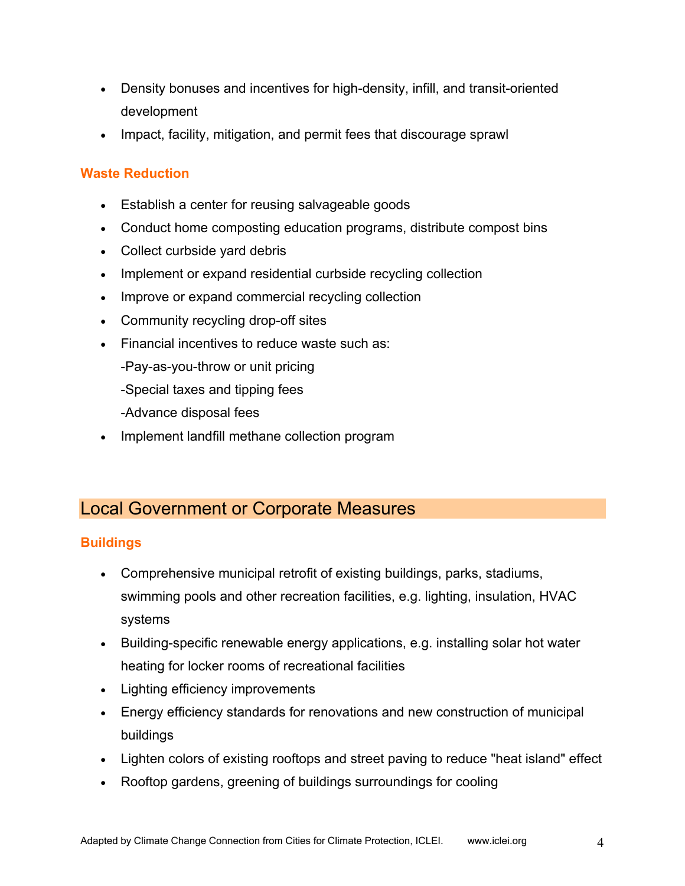- Density bonuses and incentives for high-density, infill, and transit-oriented development
- Impact, facility, mitigation, and permit fees that discourage sprawl

### Waste Reduction

- Establish a center for reusing salvageable goods
- Conduct home composting education programs, distribute compost bins
- Collect curbside yard debris
- Implement or expand residential curbside recycling collection
- Improve or expand commercial recycling collection
- Community recycling drop-off sites
- Financial incentives to reduce waste such as:
  -Pay-as-you-throw or unit pricing
  -Special taxes and tipping fees
  -Advance disposal fees
- Implement landfill methane collection program

## Local Government or Corporate Measures

### Buildings

- Comprehensive municipal retrofit of existing buildings, parks, stadiums, swimming pools and other recreation facilities, e.g. lighting, insulation, HVAC systems
- Building-specific renewable energy applications, e.g. installing solar hot water heating for locker rooms of recreational facilities
- Lighting efficiency improvements
- Energy efficiency standards for renovations and new construction of municipal buildings
- Lighten colors of existing rooftops and street paving to reduce "heat island" effect
- Rooftop gardens, greening of buildings surroundings for cooling

Adapted by Climate Change Connection from Cities for Climate Protection, ICLEI. www.iclei.org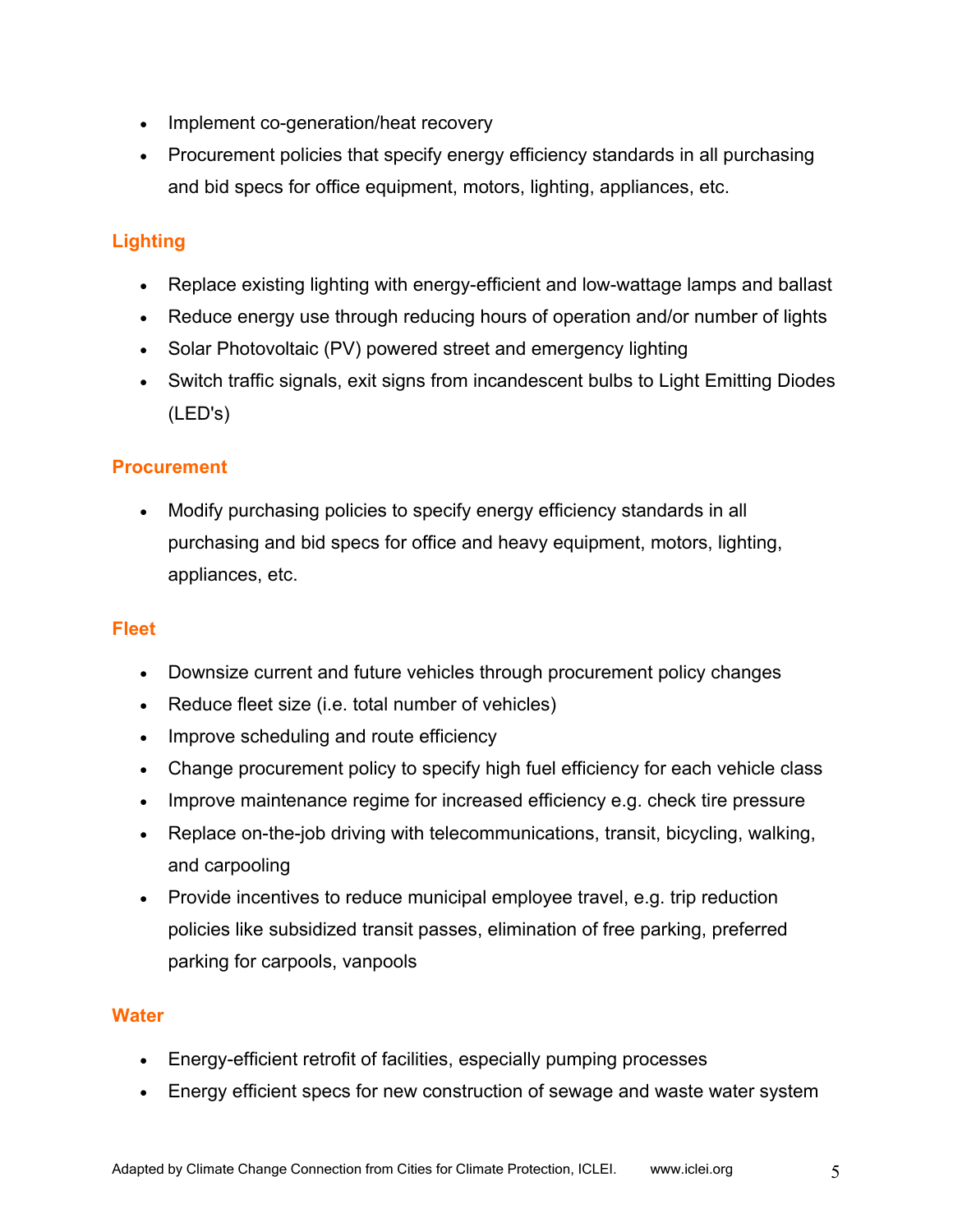- Implement co-generation/heat recovery
- Procurement policies that specify energy efficiency standards in all purchasing and bid specs for office equipment, motors, lighting, appliances, etc.

### Lighting

- Replace existing lighting with energy-efficient and low-wattage lamps and ballast
- Reduce energy use through reducing hours of operation and/or number of lights
- Solar Photovoltaic (PV) powered street and emergency lighting
- Switch traffic signals, exit signs from incandescent bulbs to Light Emitting Diodes (LED's)

### Procurement

- Modify purchasing policies to specify energy efficiency standards in all purchasing and bid specs for office and heavy equipment, motors, lighting, appliances, etc.

### Fleet

- Downsize current and future vehicles through procurement policy changes
- Reduce fleet size (i.e. total number of vehicles)
- Improve scheduling and route efficiency
- Change procurement policy to specify high fuel efficiency for each vehicle class
- Improve maintenance regime for increased efficiency e.g. check tire pressure
- Replace on-the-job driving with telecommunications, transit, bicycling, walking, and carpooling
- Provide incentives to reduce municipal employee travel, e.g. trip reduction policies like subsidized transit passes, elimination of free parking, preferred parking for carpools, vanpools

### Water

- Energy-efficient retrofit of facilities, especially pumping processes
- Energy efficient specs for new construction of sewage and waste water system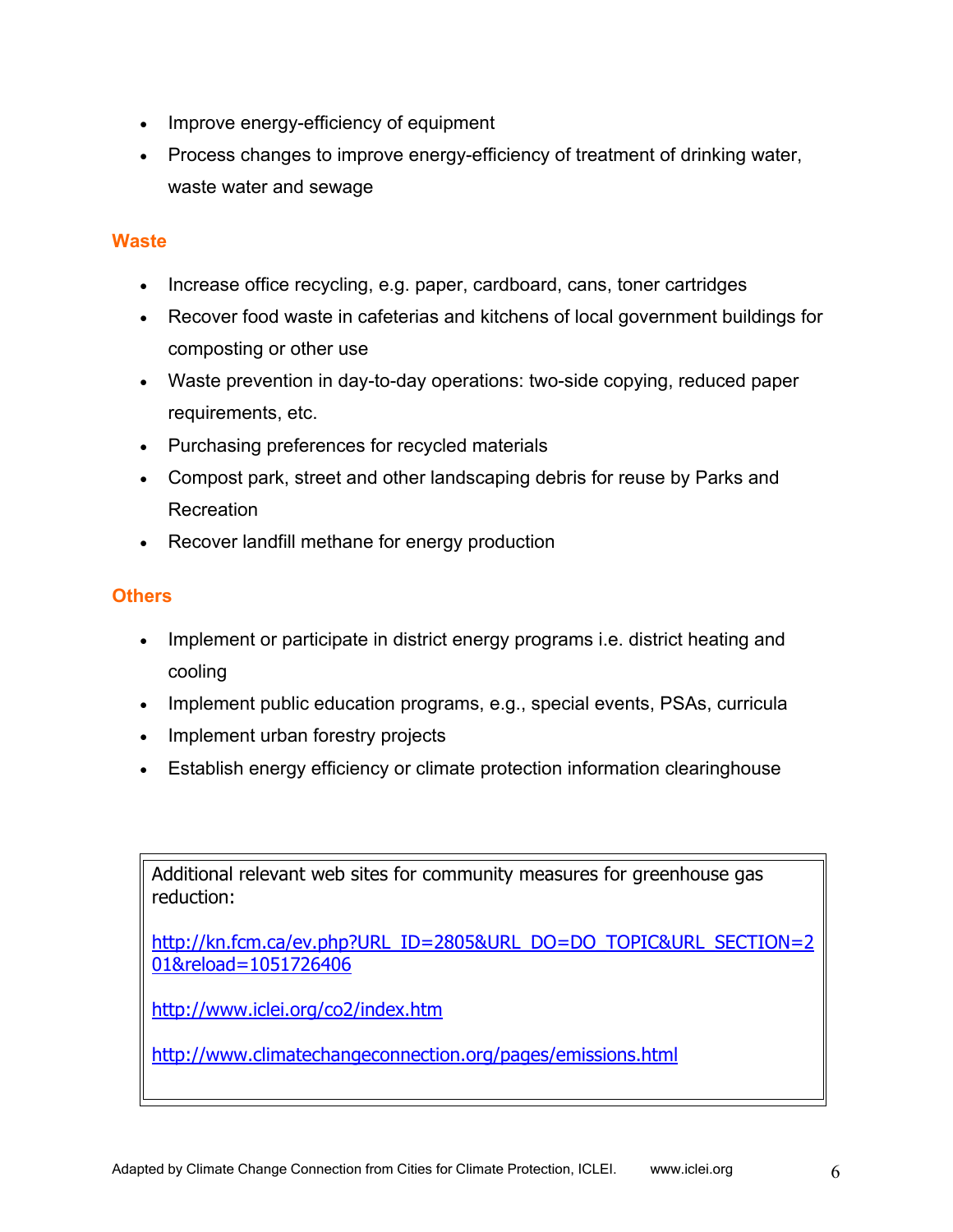- Improve energy-efficiency of equipment
- Process changes to improve energy-efficiency of treatment of drinking water, waste water and sewage

## Waste

- Increase office recycling, e.g. paper, cardboard, cans, toner cartridges
- Recover food waste in cafeterias and kitchens of local government buildings for composting or other use
- Waste prevention in day-to-day operations: two-side copying, reduced paper requirements, etc.
- Purchasing preferences for recycled materials
- Compost park, street and other landscaping debris for reuse by Parks and Recreation
- Recover landfill methane for energy production

## Others

- Implement or participate in district energy programs i.e. district heating and cooling
- Implement public education programs, e.g., special events, PSAs, curricula
- Implement urban forestry projects
- Establish energy efficiency or climate protection information clearinghouse

Additional relevant web sites for community measures for greenhouse gas reduction:

http://kn.fcm.ca/ev.php?URL_ID=2805&URL_DO=DO_TOPIC&URL_SECTION=201&reload=1051726406

http://www.iclei.org/co2/index.htm

http://www.climatechangeconnection.org/pages/emissions.html

Adapted by Climate Change Connection from Cities for Climate Protection, ICLEI. www.iclei.org